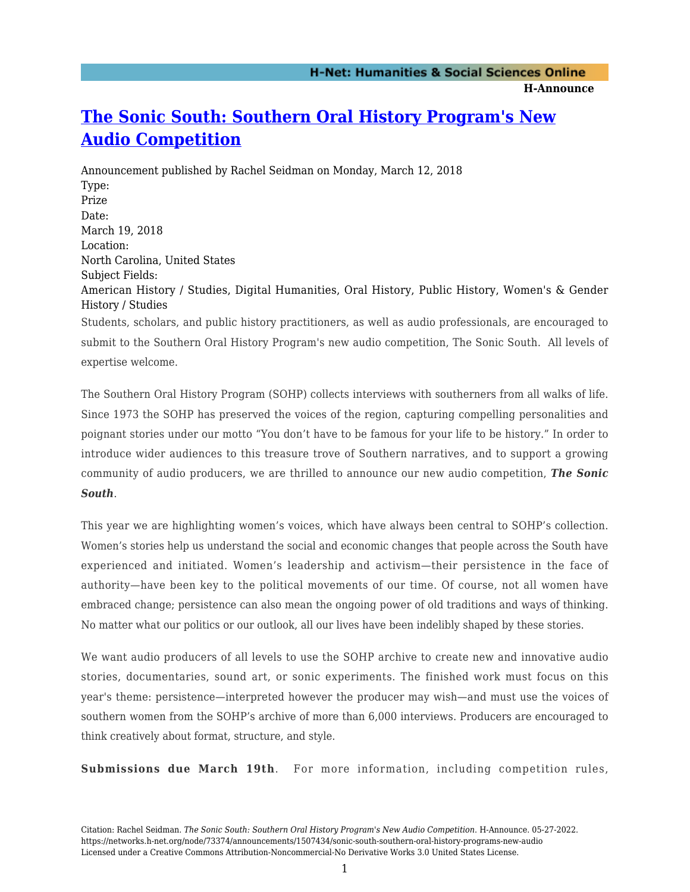# [The Sonic South: Southern Oral History Program's New Audio Competition]

Announcement published by Rachel Seidman on Monday, March 12, 2018

Type:
Prize

Date:
March 19, 2018

Location:
North Carolina, United States

Subject Fields:
American History / Studies, Digital Humanities, Oral History, Public History, Women's & Gender History / Studies

Students, scholars, and public history practitioners, as well as audio professionals, are encouraged to submit to the Southern Oral History Program's new audio competition, The Sonic South. All levels of expertise welcome.

The Southern Oral History Program (SOHP) collects interviews with southerners from all walks of life. Since 1973 the SOHP has preserved the voices of the region, capturing compelling personalities and poignant stories under our motto "You don't have to be famous for your life to be history." In order to introduce wider audiences to this treasure trove of Southern narratives, and to support a growing community of audio producers, we are thrilled to announce our new audio competition, ***The Sonic South***.

This year we are highlighting women's voices, which have always been central to SOHP's collection. Women's stories help us understand the social and economic changes that people across the South have experienced and initiated. Women's leadership and activism—their persistence in the face of authority—have been key to the political movements of our time. Of course, not all women have embraced change; persistence can also mean the ongoing power of old traditions and ways of thinking. No matter what our politics or our outlook, all our lives have been indelibly shaped by these stories.

We want audio producers of all levels to use the SOHP archive to create new and innovative audio stories, documentaries, sound art, or sonic experiments. The finished work must focus on this year's theme: persistence—interpreted however the producer may wish—and must use the voices of southern women from the SOHP's archive of more than 6,000 interviews. Producers are encouraged to think creatively about format, structure, and style.

**Submissions due March 19th**. For more information, including competition rules,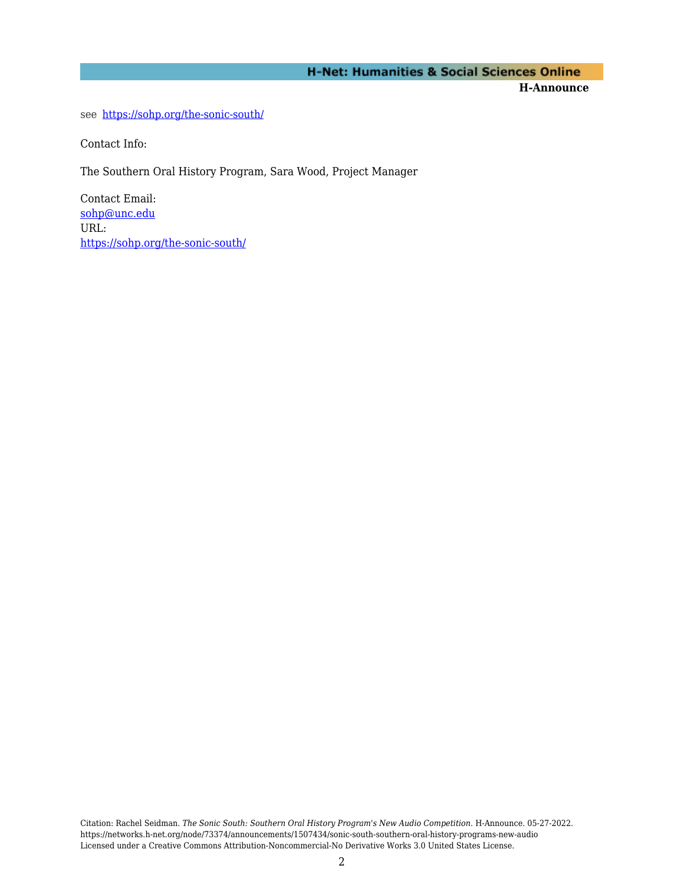see https://sohp.org/the-sonic-south/

Contact Info:

The Southern Oral History Program, Sara Wood, Project Manager

Contact Email:
sohp@unc.edu
URL:
https://sohp.org/the-sonic-south/